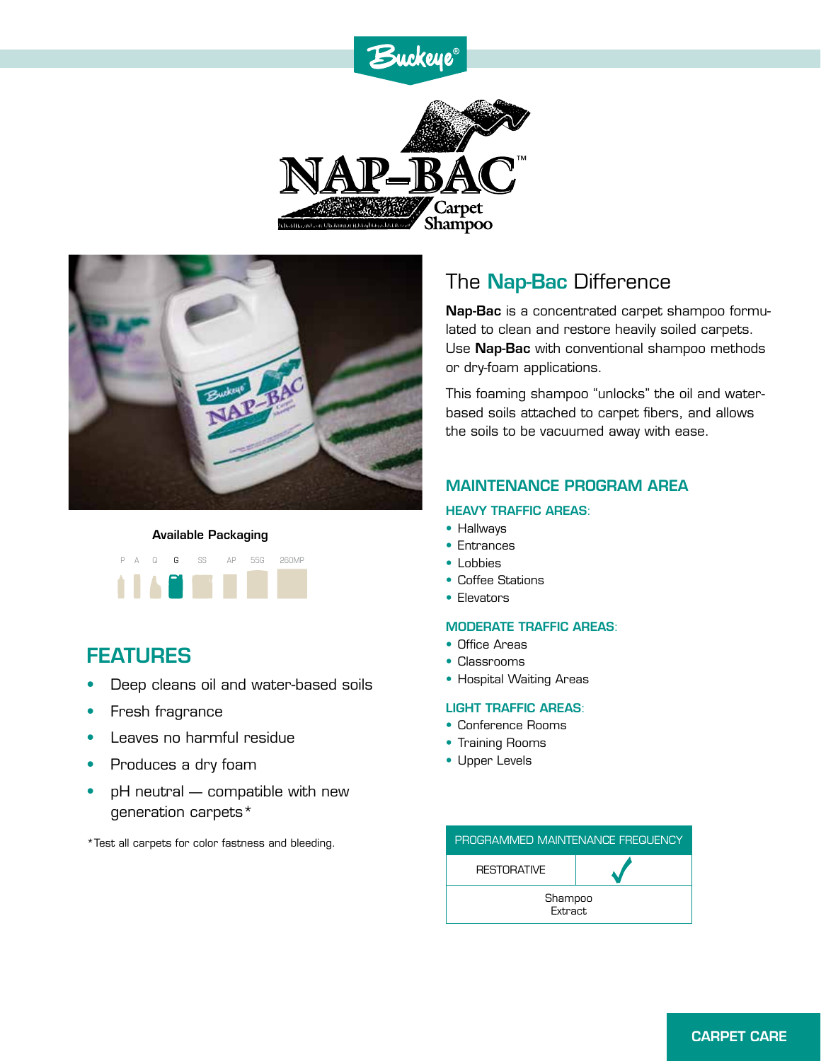# NAP-BAC™ Carpet Shampoo

**Available Packaging**

P A Q G SS AP 55G 260MP

## FEATURES

- Deep cleans oil and water-based soils
- Fresh fragrance
- Leaves no harmful residue
- Produces a dry foam
- pH neutral — compatible with new generation carpets*

*Test all carpets for color fastness and bleeding.

## The Nap-Bac Difference

**Nap-Bac** is a concentrated carpet shampoo formulated to clean and restore heavily soiled carpets. Use **Nap-Bac** with conventional shampoo methods or dry-foam applications.

This foaming shampoo "unlocks" the oil and water-based soils attached to carpet fibers, and allows the soils to be vacuumed away with ease.

### MAINTENANCE PROGRAM AREA

**HEAVY TRAFFIC AREAS:**

- Hallways
- Entrances
- Lobbies
- Coffee Stations
- Elevators

**MODERATE TRAFFIC AREAS:**

- Office Areas
- Classrooms
- Hospital Waiting Areas

**LIGHT TRAFFIC AREAS:**

- Conference Rooms
- Training Rooms
- Upper Levels

| PROGRAMMED MAINTENANCE FREQUENCY | |
|---|---|
| RESTORATIVE | ✓ |
| Shampoo Extract | |

CARPET CARE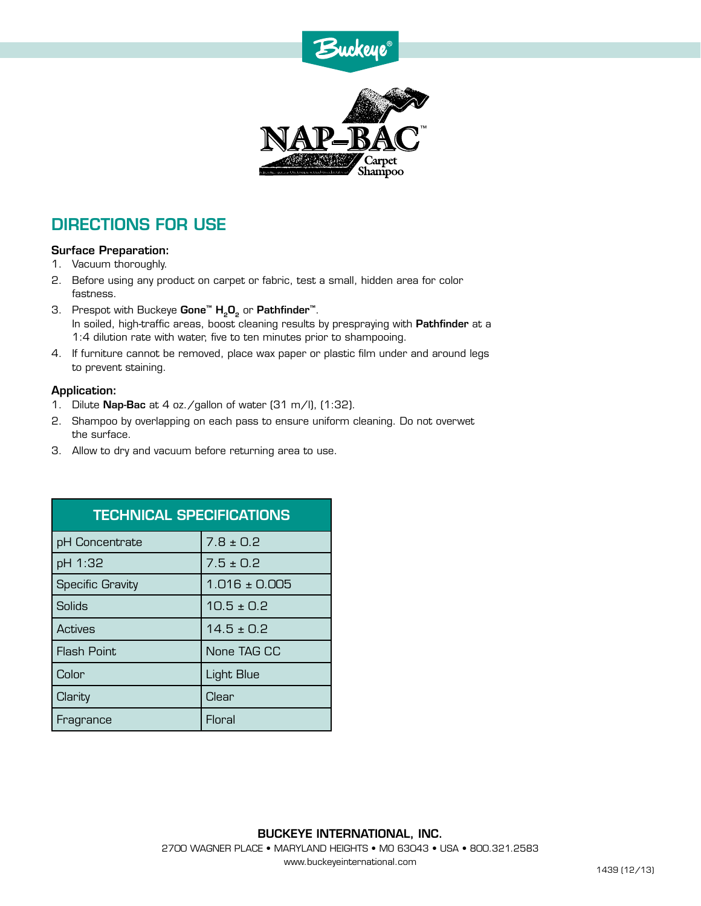Buckeye®

# NAP-BAC™

Carpet Shampoo

## DIRECTIONS FOR USE

### Surface Preparation:

1. Vacuum thoroughly.
2. Before using any product on carpet or fabric, test a small, hidden area for color fastness.
3. Prespot with Buckeye **Gone™ $H_2O_2$** or **Pathfinder™**.
   In soiled, high-traffic areas, boost cleaning results by prespraying with **Pathfinder** at a 1:4 dilution rate with water, five to ten minutes prior to shampooing.
4. If furniture cannot be removed, place wax paper or plastic film under and around legs to prevent staining.

### Application:

1. Dilute **Nap-Bac** at 4 oz./gallon of water (31 m/l), (1:32).
2. Shampoo by overlapping on each pass to ensure uniform cleaning. Do not overwet the surface.
3. Allow to dry and vacuum before returning area to use.

| TECHNICAL SPECIFICATIONS | |
|---|---|
| pH Concentrate | 7.8 ± 0.2 |
| pH 1:32 | 7.5 ± 0.2 |
| Specific Gravity | 1.016 ± 0.005 |
| Solids | 10.5 ± 0.2 |
| Actives | 14.5 ± 0.2 |
| Flash Point | None TAG CC |
| Color | Light Blue |
| Clarity | Clear |
| Fragrance | Floral |

**BUCKEYE INTERNATIONAL, INC.**
2700 WAGNER PLACE • MARYLAND HEIGHTS • MO 63043 • USA • 800.321.2583
www.buckeyeinternational.com

1439 (12/13)